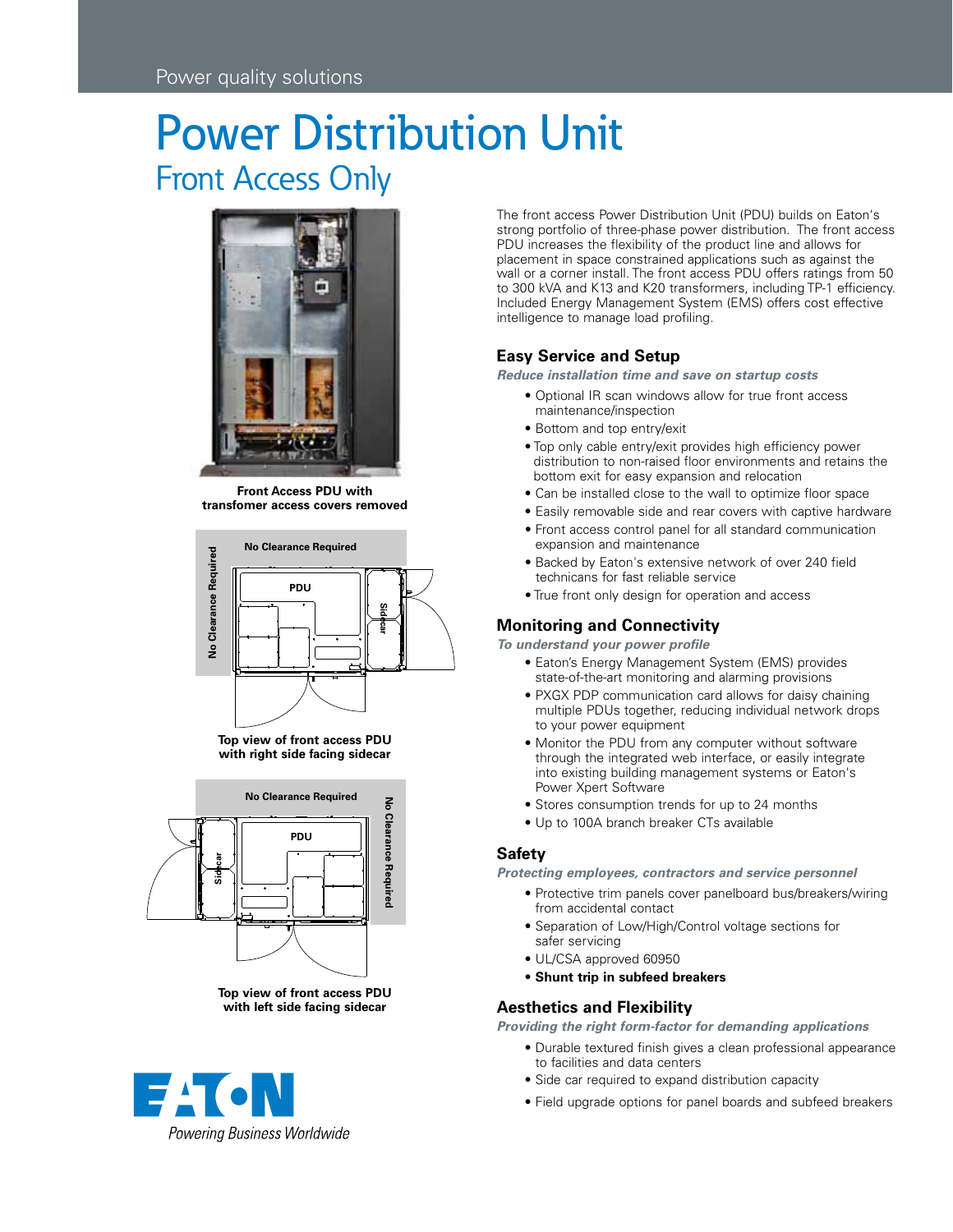Power quality solutions

# Power Distribution Unit

## Front Access Only

Front Access PDU with transfomer access covers removed

Top view of front access PDU with right side facing sidecar

Top view of front access PDU with left side facing sidecar

The front access Power Distribution Unit (PDU) builds on Eaton's strong portfolio of three-phase power distribution. The front access PDU increases the flexibility of the product line and allows for placement in space constrained applications such as against the wall or a corner install. The front access PDU offers ratings from 50 to 300 kVA and K13 and K20 transformers, including TP-1 efficiency. Included Energy Management System (EMS) offers cost effective intelligence to manage load profiling.

### Easy Service and Setup

*Reduce installation time and save on startup costs*

- Optional IR scan windows allow for true front access maintenance/inspection
- Bottom and top entry/exit
- Top only cable entry/exit provides high efficiency power distribution to non-raised floor environments and retains the bottom exit for easy expansion and relocation
- Can be installed close to the wall to optimize floor space
- Easily removable side and rear covers with captive hardware
- Front access control panel for all standard communication expansion and maintenance
- Backed by Eaton's extensive network of over 240 field technicans for fast reliable service
- True front only design for operation and access

### Monitoring and Connectivity

*To understand your power profile*

- Eaton's Energy Management System (EMS) provides state-of-the-art monitoring and alarming provisions
- PXGX PDP communication card allows for daisy chaining multiple PDUs together, reducing individual network drops to your power equipment
- Monitor the PDU from any computer without software through the integrated web interface, or easily integrate into existing building management systems or Eaton's Power Xpert Software
- Stores consumption trends for up to 24 months
- Up to 100A branch breaker CTs available

### Safety

*Protecting employees, contractors and service personnel*

- Protective trim panels cover panelboard bus/breakers/wiring from accidental contact
- Separation of Low/High/Control voltage sections for safer servicing
- UL/CSA approved 60950
- **Shunt trip in subfeed breakers**

### Aesthetics and Flexibility

*Providing the right form-factor for demanding applications*

- Durable textured finish gives a clean professional appearance to facilities and data centers
- Side car required to expand distribution capacity
- Field upgrade options for panel boards and subfeed breakers

EATON

*Powering Business Worldwide*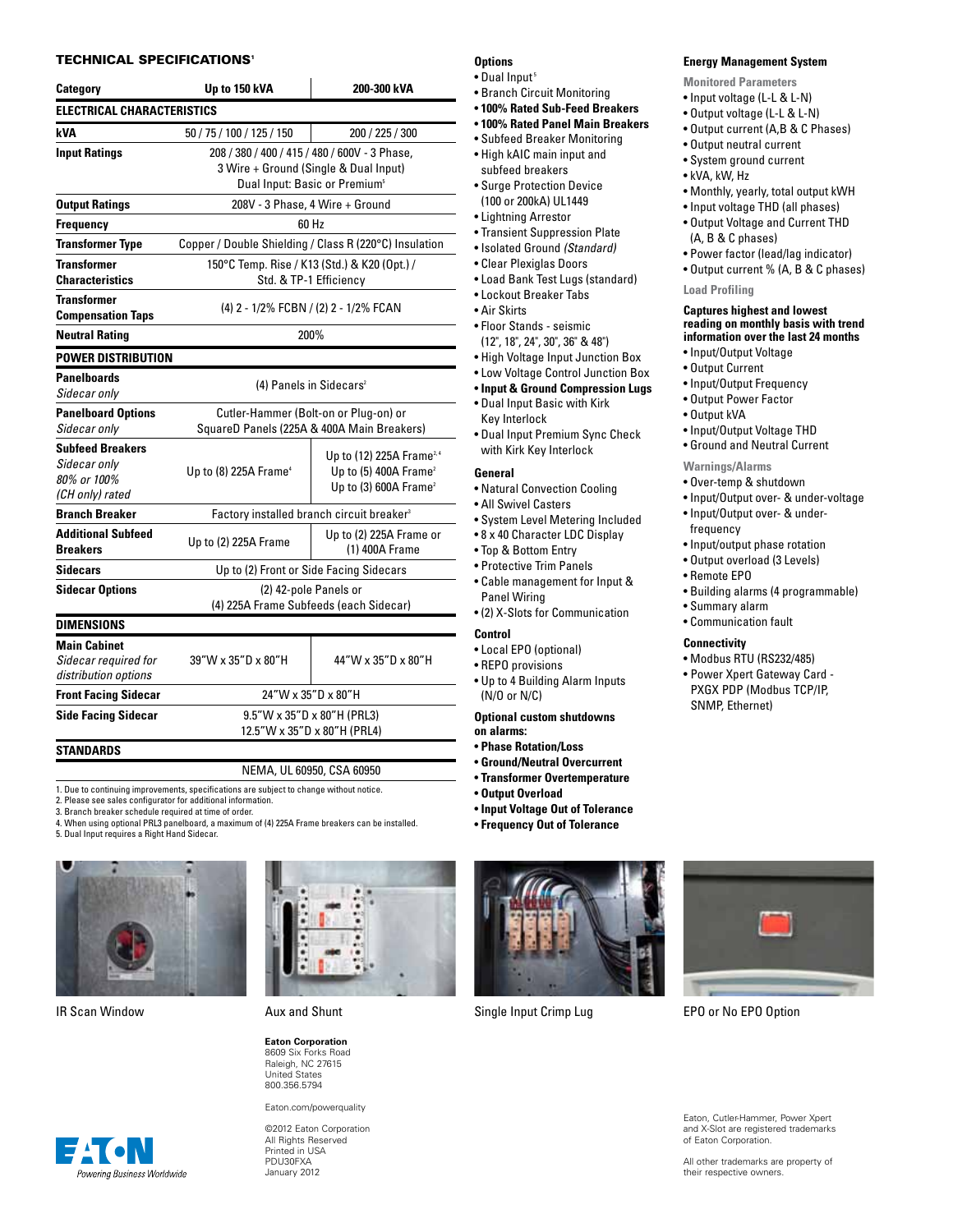## TECHNICAL SPECIFICATIONS[1]

| Category | Up to 150 kVA | 200-300 kVA |
|---|---|---|
| **ELECTRICAL CHARACTERISTICS** | | |
| **kVA** | 50 / 75 / 100 / 125 / 150 | 200 / 225 / 300 |
| **Input Ratings** | 208 / 380 / 400 / 415 / 480 / 600V - 3 Phase, 3 Wire + Ground (Single & Dual Input) Dual Input: Basic or Premium[5] | |
| **Output Ratings** | 208V - 3 Phase, 4 Wire + Ground | |
| **Frequency** | 60 Hz | |
| **Transformer Type** | Copper / Double Shielding / Class R (220°C) Insulation | |
| **Transformer Characteristics** | 150°C Temp. Rise / K13 (Std.) & K20 (Opt.) / Std. & TP-1 Efficiency | |
| **Transformer Compensation Taps** | (4) 2 - 1/2% FCBN / (2) 2 - 1/2% FCAN | |
| **Neutral Rating** | 200% | |
| **POWER DISTRIBUTION** | | |
| **Panelboards** *Sidecar only* | (4) Panels in Sidecars[2] | |
| **Panelboard Options** *Sidecar only* | Cutler-Hammer (Bolt-on or Plug-on) or SquareD Panels (225A & 400A Main Breakers) | |
| **Subfeed Breakers** *Sidecar only* *80% or 100%* *(CH only) rated* | Up to (8) 225A Frame[4] | Up to (12) 225A Frame[2,4] Up to (5) 400A Frame[2] Up to (3) 600A Frame[2] |
| **Branch Breaker** | Factory installed branch circuit breaker[3] | |
| **Additional Subfeed Breakers** | Up to (2) 225A Frame | Up to (2) 225A Frame or (1) 400A Frame |
| **Sidecars** | Up to (2) Front or Side Facing Sidecars | |
| **Sidecar Options** | (2) 42-pole Panels or (4) 225A Frame Subfeeds (each Sidecar) | |
| **DIMENSIONS** | | |
| **Main Cabinet** *Sidecar required for distribution options* | 39"W x 35"D x 80"H | 44"W x 35"D x 80"H |
| **Front Facing Sidecar** | 24"W x 35"D x 80"H | |
| **Side Facing Sidecar** | 9.5"W x 35"D x 80"H (PRL3) 12.5"W x 35"D x 80"H (PRL4) | |
| **STANDARDS** | | |
| | NEMA, UL 60950, CSA 60950 | |

1. Due to continuing improvements, specifications are subject to change without notice.
2. Please see sales configurator for additional information.
3. Branch breaker schedule required at time of order.
4. When using optional PRL3 panelboard, a maximum of (4) 225A Frame breakers can be installed.
5. Dual Input requires a Right Hand Sidecar.

### Options
- Dual Input[5]
- Branch Circuit Monitoring
- **100% Rated Sub-Feed Breakers**
- **100% Rated Panel Main Breakers**
- Subfeed Breaker Monitoring
- High kAIC main input and subfeed breakers
- Surge Protection Device (100 or 200kA) UL1449
- Lightning Arrestor
- Transient Suppression Plate
- Isolated Ground *(Standard)*
- Clear Plexiglas Doors
- Load Bank Test Lugs (standard)
- Lockout Breaker Tabs
- Air Skirts
- Floor Stands - seismic (12", 18", 24", 30", 36" & 48")
- High Voltage Input Junction Box
- Low Voltage Control Junction Box
- **Input & Ground Compression Lugs**
- Dual Input Basic with Kirk Key Interlock
- Dual Input Premium Sync Check with Kirk Key Interlock

### General
- Natural Convection Cooling
- All Swivel Casters
- System Level Metering Included
- 8 x 40 Character LDC Display
- Top & Bottom Entry
- Protective Trim Panels
- Cable management for Input & Panel Wiring
- (2) X-Slots for Communication

### Control
- Local EPO (optional)
- REPO provisions
- Up to 4 Building Alarm Inputs (N/O or N/C)

### Optional custom shutdowns on alarms:
- **Phase Rotation/Loss**
- **Ground/Neutral Overcurrent**
- **Transformer Overtemperature**
- **Output Overload**
- **Input Voltage Out of Tolerance**
- **Frequency Out of Tolerance**

### Energy Management System

#### Monitored Parameters
- Input voltage (L-L & L-N)
- Output voltage (L-L & L-N)
- Output current (A,B & C Phases)
- Output neutral current
- System ground current
- kVA, kW, Hz
- Monthly, yearly, total output kWH
- Input voltage THD (all phases)
- Output Voltage and Current THD (A, B & C phases)
- Power factor (lead/lag indicator)
- Output current % (A, B & C phases)

#### Load Profiling

**Captures highest and lowest reading on monthly basis with trend information over the last 24 months**
- Input/Output Voltage
- Output Current
- Input/Output Frequency
- Output Power Factor
- Output kVA
- Input/Output Voltage THD
- Ground and Neutral Current

#### Warnings/Alarms
- Over-temp & shutdown
- Input/Output over- & under-voltage
- Input/Output over- & under-frequency
- Input/output phase rotation
- Output overload (3 Levels)
- Remote EPO
- Building alarms (4 programmable)
- Summary alarm
- Communication fault

#### Connectivity
- Modbus RTU (RS232/485)
- Power Xpert Gateway Card - PXGX PDP (Modbus TCP/IP, SNMP, Ethernet)

IR Scan Window

Aux and Shunt

Single Input Crimp Lug

EPO or No EPO Option

**Eaton Corporation**
8609 Six Forks Road
Raleigh, NC 27615
United States
800.356.5794

Eaton.com/powerquality

©2012 Eaton Corporation
All Rights Reserved
Printed in USA
PDU30FXA
January 2012

Eaton, Cutler-Hammer, Power Xpert and X-Slot are registered trademarks of Eaton Corporation.

All other trademarks are property of their respective owners.

EATON *Powering Business Worldwide*